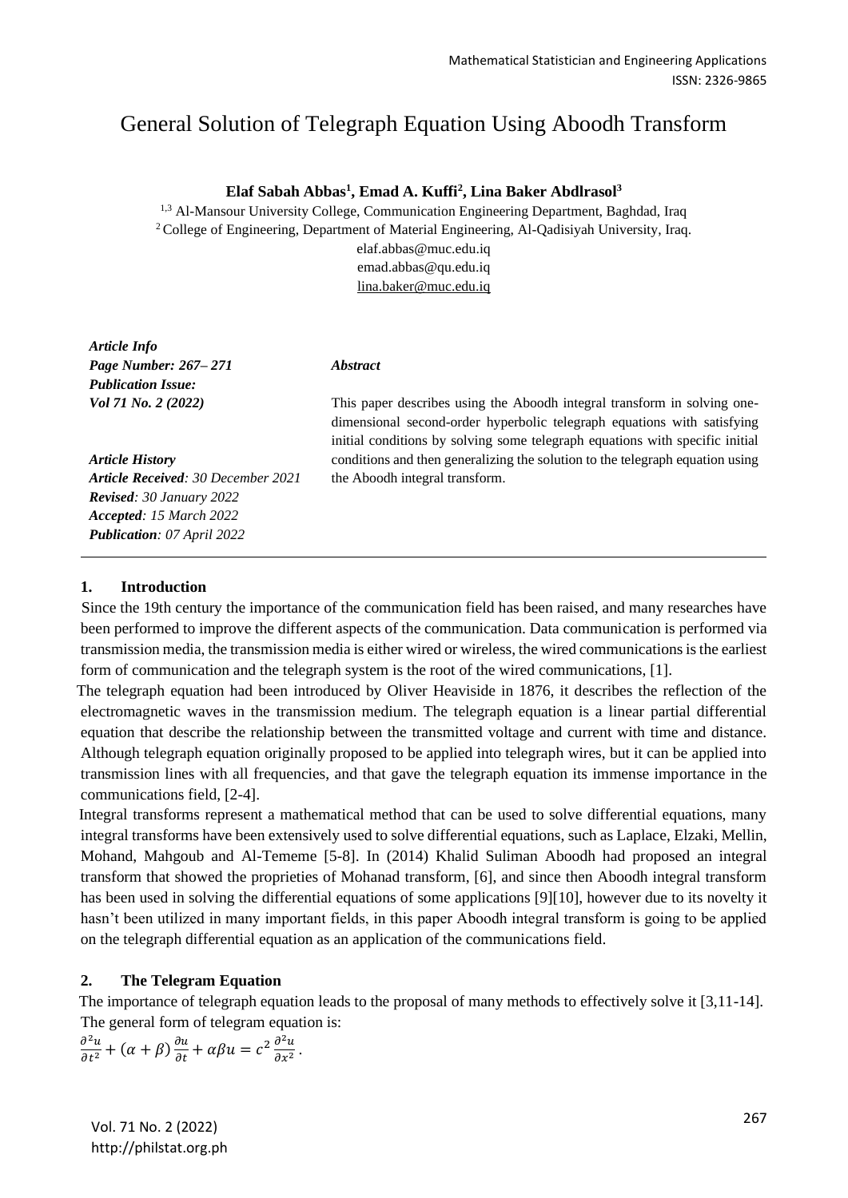# General Solution of Telegraph Equation Using Aboodh Transform

**Elaf Sabah Abbas[1], Emad A. Kuffi[2], Lina Baker Abdlrasol[3]**

[1,3] Al-Mansour University College, Communication Engineering Department, Baghdad, Iraq
[2] College of Engineering, Department of Material Engineering, Al-Qadisiyah University, Iraq.
elaf.abbas@muc.edu.iq
emad.abbas@qu.edu.iq
lina.baker@muc.edu.iq

***Article Info***
***Page Number: 267– 271***
***Publication Issue:***
***Vol 71 No. 2 (2022)***

***Article History***
***Article Received**: 30 December 2021*
***Revised**: 30 January 2022*
***Accepted**: 15 March 2022*
***Publication**: 07 April 2022*

***Abstract***

This paper describes using the Aboodh integral transform in solving one-dimensional second-order hyperbolic telegraph equations with satisfying initial conditions by solving some telegraph equations with specific initial conditions and then generalizing the solution to the telegraph equation using the Aboodh integral transform.

## 1. Introduction

Since the 19th century the importance of the communication field has been raised, and many researches have been performed to improve the different aspects of the communication. Data communication is performed via transmission media, the transmission media is either wired or wireless, the wired communications is the earliest form of communication and the telegraph system is the root of the wired communications, [1].

The telegraph equation had been introduced by Oliver Heaviside in 1876, it describes the reflection of the electromagnetic waves in the transmission medium. The telegraph equation is a linear partial differential equation that describe the relationship between the transmitted voltage and current with time and distance. Although telegraph equation originally proposed to be applied into telegraph wires, but it can be applied into transmission lines with all frequencies, and that gave the telegraph equation its immense importance in the communications field, [2-4].

Integral transforms represent a mathematical method that can be used to solve differential equations, many integral transforms have been extensively used to solve differential equations, such as Laplace, Elzaki, Mellin, Mohand, Mahgoub and Al-Tememe [5-8]. In (2014) Khalid Suliman Aboodh had proposed an integral transform that showed the proprieties of Mohanad transform, [6], and since then Aboodh integral transform has been used in solving the differential equations of some applications [9][10], however due to its novelty it hasn't been utilized in many important fields, in this paper Aboodh integral transform is going to be applied on the telegraph differential equation as an application of the communications field.

## 2. The Telegram Equation

The importance of telegraph equation leads to the proposal of many methods to effectively solve it [3,11-14]. The general form of telegram equation is:

$$\frac{\partial^2 u}{\partial t^2} + (\alpha + \beta)\frac{\partial u}{\partial t} + \alpha\beta u = c^2 \frac{\partial^2 u}{\partial x^2}.$$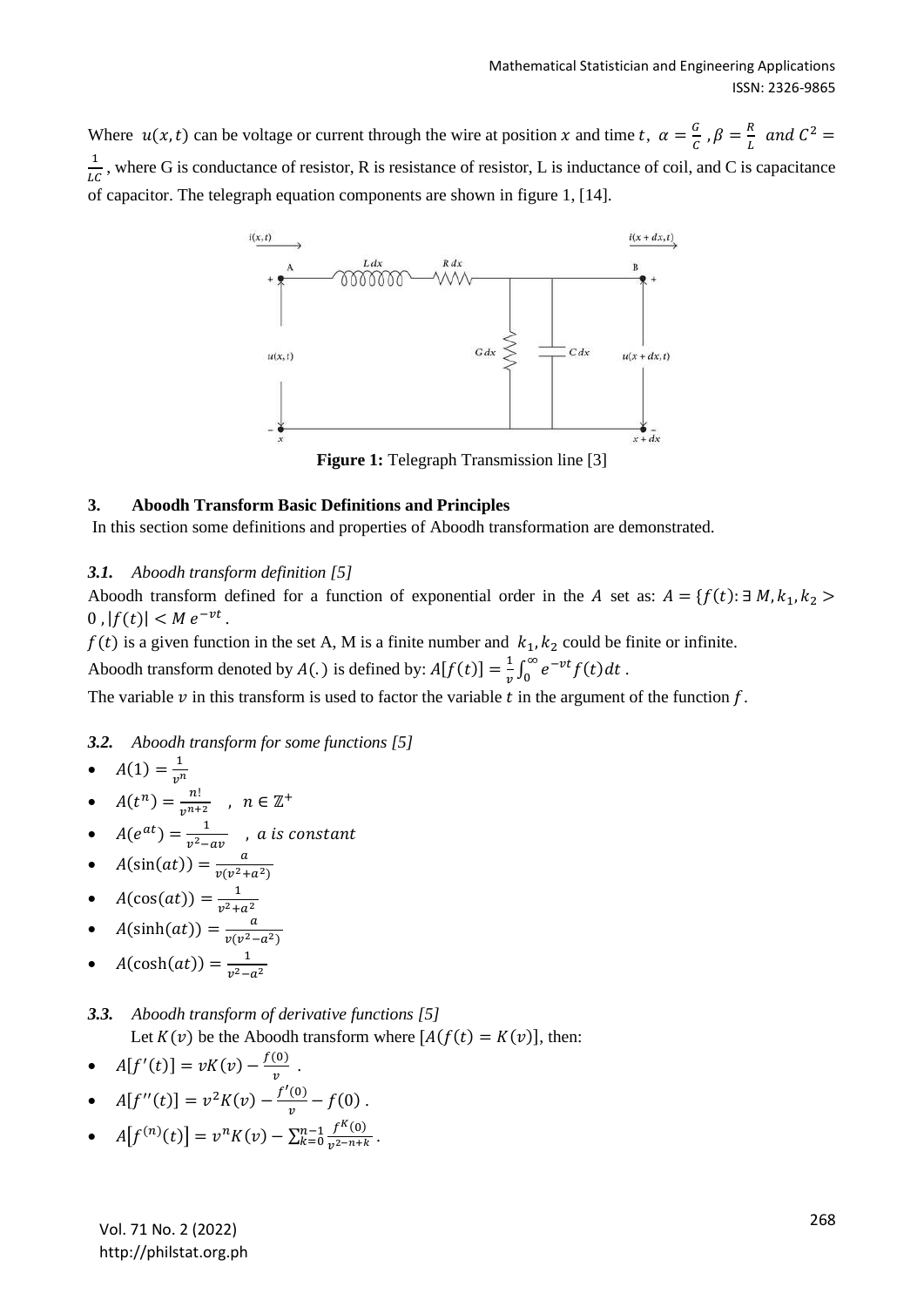Where $u(x,t)$ can be voltage or current through the wire at position $x$ and time $t$, $\alpha = \frac{G}{C}$ , $\beta = \frac{R}{L}$ $and\ C^2 = \frac{1}{LC}$ , where G is conductance of resistor, R is resistance of resistor, L is inductance of coil, and C is capacitance of capacitor. The telegraph equation components are shown in figure 1, [14].

**Figure 1:** Telegraph Transmission line [3]

### 3. Aboodh Transform Basic Definitions and Principles

In this section some definitions and properties of Aboodh transformation are demonstrated.

#### *3.1. Aboodh transform definition [5]*

Aboodh transform defined for a function of exponential order in the $A$ set as: $A = \{f(t): \exists\ M, k_1, k_2 > 0\ , |f(t)| < M\, e^{-vt}$ .

$f(t)$ is a given function in the set A, M is a finite number and $k_1, k_2$ could be finite or infinite.

Aboodh transform denoted by $A(.)$ is defined by: $A[f(t)] = \frac{1}{v}\int_0^\infty e^{-vt} f(t)dt$ .

The variable $v$ in this transform is used to factor the variable $t$ in the argument of the function $f$.

#### *3.2. Aboodh transform for some functions [5]*

- $A(1) = \frac{1}{v^n}$
- $A(t^n) = \frac{n!}{v^{n+2}}$ , $n \in \mathbb{Z}^+$
- $A(e^{at}) = \frac{1}{v^2 - av}$ , $a\ is\ constant$
- $A(\sin(at)) = \frac{a}{v(v^2+a^2)}$
- $A(\cos(at)) = \frac{1}{v^2+a^2}$
- $A(\sinh(at)) = \frac{a}{v(v^2-a^2)}$
- $A(\cosh(at)) = \frac{1}{v^2-a^2}$

#### *3.3. Aboodh transform of derivative functions [5]*

Let $K(v)$ be the Aboodh transform where $[A(f(t) = K(v)]$, then:

- $A[f'(t)] = vK(v) - \frac{f(0)}{v}$ .
- $A[f''(t)] = v^2K(v) - \frac{f'(0)}{v} - f(0)$ .
- $A\left[f^{(n)}(t)\right] = v^nK(v) - \sum_{k=0}^{n-1}\frac{f^K(0)}{v^{2-n+k}}$ .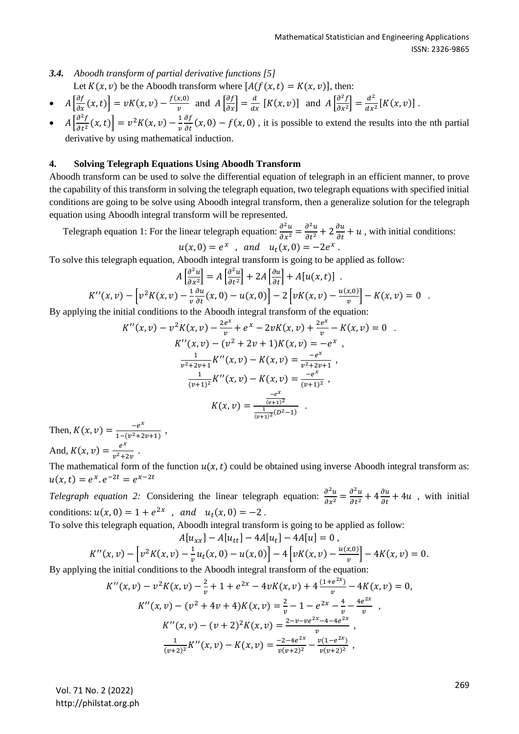### *3.4. Aboodh transform of partial derivative functions [5]*

Let $K(x, v)$ be the Aboodh transform where $[A(f(x, t) = K(x, v)]$, then:

- $A\left[\frac{\partial f}{\partial x}(x, t)\right] = vK(x, v) - \frac{f(x,0)}{v}$ and $A\left[\frac{\partial f}{\partial x}\right] = \frac{d}{dx}[K(x, v)]$ and $A\left[\frac{\partial^2 f}{\partial x^2}\right] = \frac{d^2}{dx^2}[K(x, v)]$ .
- $A\left[\frac{\partial^2 f}{\partial t^2}(x, t)\right] = v^2 K(x, v) - \frac{1}{v}\frac{\partial f}{\partial t}(x, 0) - f(x, 0)$ , it is possible to extend the results into the nth partial derivative by using mathematical induction.

## 4. Solving Telegraph Equations Using Aboodh Transform

Aboodh transform can be used to solve the differential equation of telegraph in an efficient manner, to prove the capability of this transform in solving the telegraph equation, two telegraph equations with specified initial conditions are going to be solve using Aboodh integral transform, then a generalize solution for the telegraph equation using Aboodh integral transform will be represented.

Telegraph equation 1: For the linear telegraph equation: $\frac{\partial^2 u}{\partial x^2} = \frac{\partial^2 u}{\partial t^2} + 2\frac{\partial u}{\partial t} + u$ , with initial conditions:

$$u(x, 0) = e^x \ , \ and \quad u_t(x, 0) = -2e^x .$$

To solve this telegraph equation, Aboodh integral transform is going to be applied as follow:

$$A\left[\frac{\partial^2 u}{\partial x^2}\right] = A\left[\frac{\partial^2 u}{\partial t^2}\right] + 2A\left[\frac{\partial u}{\partial t}\right] + A[u(x, t)] \ .$$

$$K''(x, v) - \left[v^2 K(x, v) - \frac{1}{v}\frac{\partial u}{\partial t}(x, 0) - u(x, 0)\right] - 2\left[vK(x, v) - \frac{u(x,0)}{v}\right] - K(x, v) = 0 \ .$$

By applying the initial conditions to the Aboodh integral transform of the equation:

$$K''(x, v) - v^2 K(x, v) - \frac{2e^x}{v} + e^x - 2vK(x, v) + \frac{2e^x}{v} - K(x, v) = 0 \ .$$

$$K''(x, v) - (v^2 + 2v + 1)K(x, v) = -e^x \ ,$$

$$\frac{1}{v^2+2v+1}K''(x, v) - K(x, v) = \frac{-e^x}{v^2+2v+1} \ ,$$

$$\frac{1}{(v+1)^2}K''(x, v) - K(x, v) = \frac{-e^x}{(v+1)^2} \ ,$$

$$K(x, v) = \frac{\frac{-e^x}{(v+1)^2}}{\frac{1}{(v+1)^2}(D^2-1)} \ .$$

Then, $K(x, v) = \frac{-e^x}{1-(v^2+2v+1)}$ ,

And, $K(x, v) = \frac{e^x}{v^2+2v}$ .

The mathematical form of the function $u(x, t)$ could be obtained using inverse Aboodh integral transform as: $u(x, t) = e^x . e^{-2t} = e^{x-2t}$

*Telegraph equation 2:* Considering the linear telegraph equation: $\frac{\partial^2 u}{\partial x^2} = \frac{\partial^2 u}{\partial t^2} + 4\frac{\partial u}{\partial t} + 4u$ , with initial conditions: $u(x, 0) = 1 + e^{2x}$ , $and \quad u_t(x, 0) = -2$ .

To solve this telegraph equation, Aboodh integral transform is going to be applied as follow:

$$A[u_{xx}] - A[u_{tt}] - 4A[u_t] - 4A[u] = 0 \ ,$$

$$K''(x, v) - \left[v^2 K(x, v) - \frac{1}{v}u_t(x, 0) - u(x, 0)\right] - 4\left[vK(x, v) - \frac{u(x,0)}{v}\right] - 4K(x, v) = 0.$$

By applying the initial conditions to the Aboodh integral transform of the equation:

$$K''(x, v) - v^2 K(x, v) - \frac{2}{v} + 1 + e^{2x} - 4vK(x, v) + 4\frac{(1+e^{2x})}{v} - 4K(x, v) = 0,$$

$$K''(x, v) - (v^2 + 4v + 4)K(x, v) = \frac{2}{v} - 1 - e^{2x} - \frac{4}{v} - \frac{4e^{2x}}{v} \ ,$$

$$K''(x, v) - (v + 2)^2 K(x, v) = \frac{2-v-ve^{2x}-4-4e^{2x}}{v} \ ,$$

$$\frac{1}{(v+2)^2}K''(x, v) - K(x, v) = \frac{-2-4e^{2x}}{v(v+2)^2} - \frac{v(1-e^{2x})}{v(v+2)^2} \ ,$$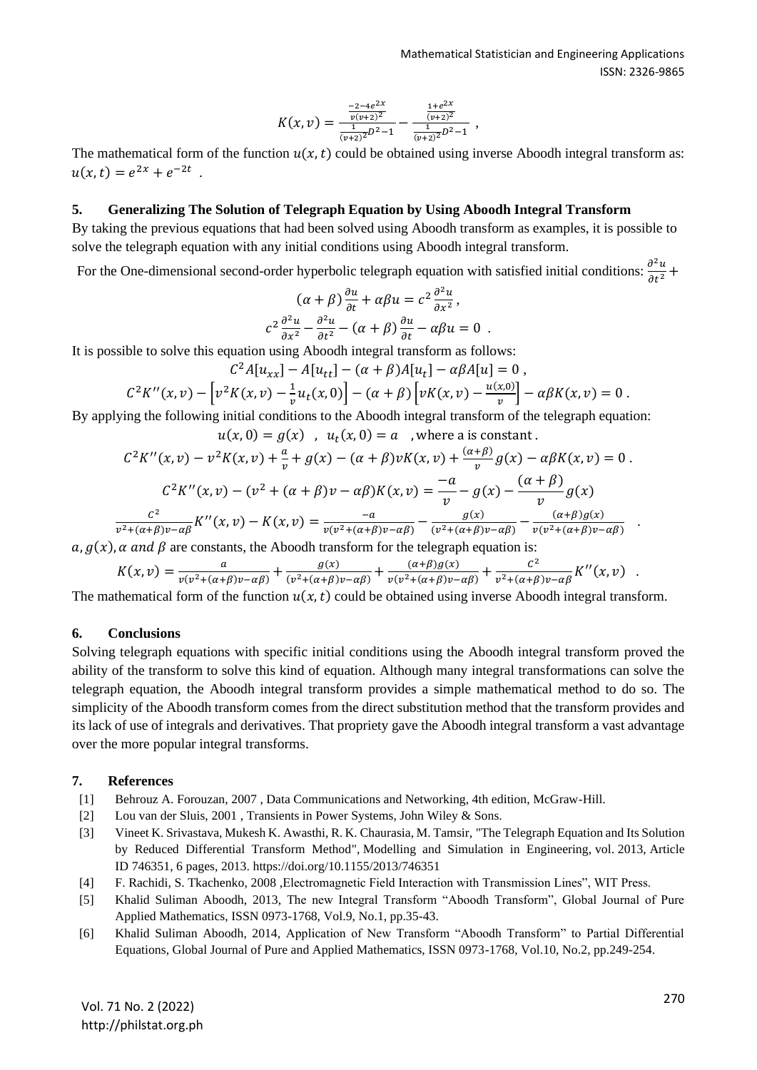$$K(x,v) = \frac{\frac{-2-4e^{2x}}{v(v+2)^2}}{\frac{1}{(v+2)^2}D^2-1} - \frac{\frac{1+e^{2x}}{(v+2)^2}}{\frac{1}{(v+2)^2}D^2-1} \ ,$$

The mathematical form of the function $u(x,t)$ could be obtained using inverse Aboodh integral transform as: $u(x,t) = e^{2x} + e^{-2t}$ .

## 5. Generalizing The Solution of Telegraph Equation by Using Aboodh Integral Transform

By taking the previous equations that had been solved using Aboodh transform as examples, it is possible to solve the telegraph equation with any initial conditions using Aboodh integral transform.

For the One-dimensional second-order hyperbolic telegraph equation with satisfied initial conditions: $\frac{\partial^2 u}{\partial t^2} +$

$$(\alpha+\beta)\frac{\partial u}{\partial t} + \alpha\beta u = c^2\frac{\partial^2 u}{\partial x^2},$$

$$c^2\frac{\partial^2 u}{\partial x^2} - \frac{\partial^2 u}{\partial t^2} - (\alpha+\beta)\frac{\partial u}{\partial t} - \alpha\beta u = 0 \ .$$

It is possible to solve this equation using Aboodh integral transform as follows:

$$C^2 A[u_{xx}] - A[u_{tt}] - (\alpha+\beta)A[u_t] - \alpha\beta A[u] = 0 \ ,$$

$$C^2 K''(x,v) - \left[v^2 K(x,v) - \frac{1}{v}u_t(x,0)\right] - (\alpha+\beta)\left[vK(x,v) - \frac{u(x,0)}{v}\right] - \alpha\beta K(x,v) = 0 \ .$$

By applying the following initial conditions to the Aboodh integral transform of the telegraph equation:

$$u(x,0) = g(x) \ \ , \ \ u_t(x,0) = a \quad \text{, where a is constant} \ .$$

$$C^2 K''(x,v) - v^2 K(x,v) + \frac{a}{v} + g(x) - (\alpha+\beta)vK(x,v) + \frac{(\alpha+\beta)}{v}g(x) - \alpha\beta K(x,v) = 0 \ .$$

$$C^2 K''(x,v) - (v^2 + (\alpha+\beta)v - \alpha\beta)K(x,v) = \frac{-a}{v} - g(x) - \frac{(\alpha+\beta)}{v}g(x)$$

$$\frac{C^2}{v^2+(\alpha+\beta)v-\alpha\beta}K''(x,v) - K(x,v) = \frac{-a}{v(v^2+(\alpha+\beta)v-\alpha\beta)} - \frac{g(x)}{(v^2+(\alpha+\beta)v-\alpha\beta)} - \frac{(\alpha+\beta)g(x)}{v(v^2+(\alpha+\beta)v-\alpha\beta)} \ .$$

$a, g(x), \alpha$ and $\beta$ are constants, the Aboodh transform for the telegraph equation is:

$$K(x,v) = \frac{a}{v(v^2+(\alpha+\beta)v-\alpha\beta)} + \frac{g(x)}{(v^2+(\alpha+\beta)v-\alpha\beta)} + \frac{(\alpha+\beta)g(x)}{v(v^2+(\alpha+\beta)v-\alpha\beta)} + \frac{C^2}{v^2+(\alpha+\beta)v-\alpha\beta}K''(x,v) \ .$$

The mathematical form of the function $u(x,t)$ could be obtained using inverse Aboodh integral transform.

## 6. Conclusions

Solving telegraph equations with specific initial conditions using the Aboodh integral transform proved the ability of the transform to solve this kind of equation. Although many integral transformations can solve the telegraph equation, the Aboodh integral transform provides a simple mathematical method to do so. The simplicity of the Aboodh transform comes from the direct substitution method that the transform provides and its lack of use of integrals and derivatives. That propriety gave the Aboodh integral transform a vast advantage over the more popular integral transforms.

## 7. References

[1] Behrouz A. Forouzan, 2007 , Data Communications and Networking, 4th edition, McGraw-Hill.

[2] Lou van der Sluis, 2001 , Transients in Power Systems, John Wiley & Sons.

[3] Vineet K. Srivastava, Mukesh K. Awasthi, R. K. Chaurasia, M. Tamsir, "The Telegraph Equation and Its Solution by Reduced Differential Transform Method", Modelling and Simulation in Engineering, vol. 2013, Article ID 746351, 6 pages, 2013. https://doi.org/10.1155/2013/746351

[4] F. Rachidi, S. Tkachenko, 2008 ,Electromagnetic Field Interaction with Transmission Lines", WIT Press.

[5] Khalid Suliman Aboodh, 2013, The new Integral Transform "Aboodh Transform", Global Journal of Pure Applied Mathematics, ISSN 0973-1768, Vol.9, No.1, pp.35-43.

[6] Khalid Suliman Aboodh, 2014, Application of New Transform "Aboodh Transform" to Partial Differential Equations, Global Journal of Pure and Applied Mathematics, ISSN 0973-1768, Vol.10, No.2, pp.249-254.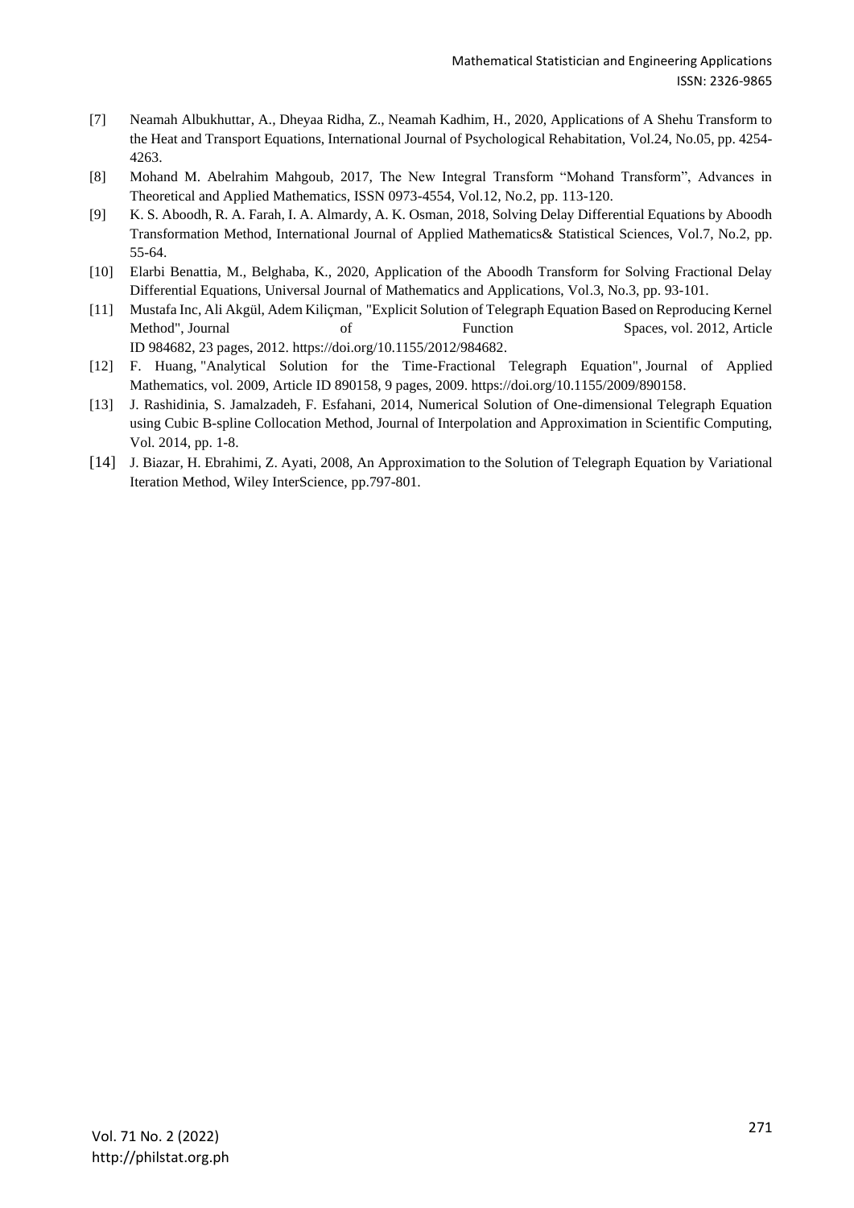[7] Neamah Albukhuttar, A., Dheyaa Ridha, Z., Neamah Kadhim, H., 2020, Applications of A Shehu Transform to the Heat and Transport Equations, International Journal of Psychological Rehabitation, Vol.24, No.05, pp. 4254-4263.

[8] Mohand M. Abelrahim Mahgoub, 2017, The New Integral Transform "Mohand Transform", Advances in Theoretical and Applied Mathematics, ISSN 0973-4554, Vol.12, No.2, pp. 113-120.

[9] K. S. Aboodh, R. A. Farah, I. A. Almardy, A. K. Osman, 2018, Solving Delay Differential Equations by Aboodh Transformation Method, International Journal of Applied Mathematics& Statistical Sciences, Vol.7, No.2, pp. 55-64.

[10] Elarbi Benattia, M., Belghaba, K., 2020, Application of the Aboodh Transform for Solving Fractional Delay Differential Equations, Universal Journal of Mathematics and Applications, Vol.3, No.3, pp. 93-101.

[11] Mustafa Inc, Ali Akgül, Adem Kiliçman, "Explicit Solution of Telegraph Equation Based on Reproducing Kernel Method", Journal of Function Spaces, vol. 2012, Article ID 984682, 23 pages, 2012. https://doi.org/10.1155/2012/984682.

[12] F. Huang, "Analytical Solution for the Time-Fractional Telegraph Equation", Journal of Applied Mathematics, vol. 2009, Article ID 890158, 9 pages, 2009. https://doi.org/10.1155/2009/890158.

[13] J. Rashidinia, S. Jamalzadeh, F. Esfahani, 2014, Numerical Solution of One-dimensional Telegraph Equation using Cubic B-spline Collocation Method, Journal of Interpolation and Approximation in Scientific Computing, Vol. 2014, pp. 1-8.

[14] J. Biazar, H. Ebrahimi, Z. Ayati, 2008, An Approximation to the Solution of Telegraph Equation by Variational Iteration Method, Wiley InterScience, pp.797-801.